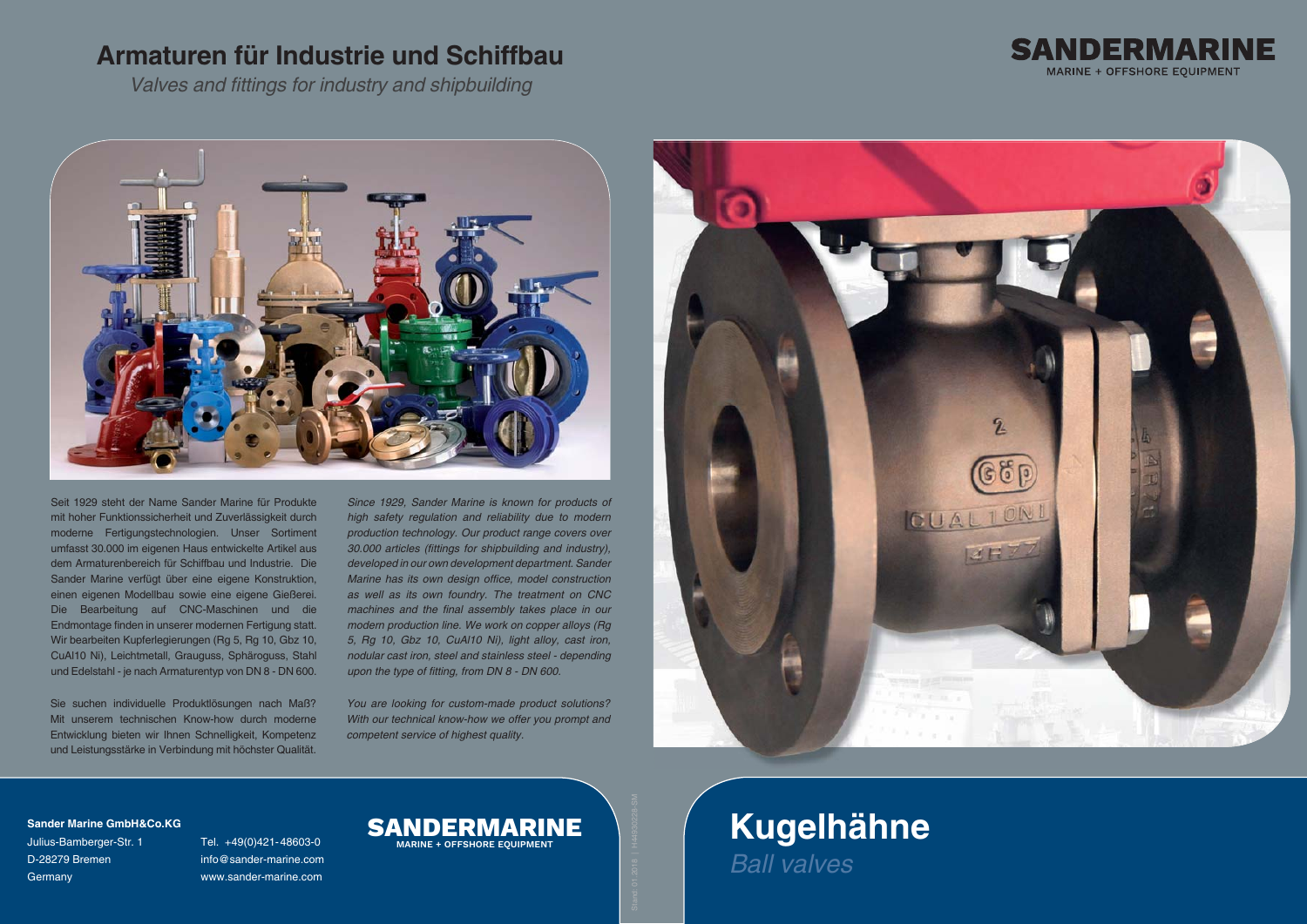# Armaturen für Industrie und Schiffbau

*Valves and fittings for industry and shipbuilding*

**SANDERMARINE**
MARINE + OFFSHORE EQUIPMENT

Seit 1929 steht der Name Sander Marine für Produkte mit hoher Funktionssicherheit und Zuverlässigkeit durch moderne Fertigungstechnologien. Unser Sortiment umfasst 30.000 im eigenen Haus entwickelte Artikel aus dem Armaturenbereich für Schiffbau und Industrie. Die Sander Marine verfügt über eine eigene Konstruktion, einen eigenen Modellbau sowie eine eigene Gießerei. Die Bearbeitung auf CNC-Maschinen und die Endmontage finden in unserer modernen Fertigung statt. Wir bearbeiten Kupferlegierungen (Rg 5, Rg 10, Gbz 10, CuAl10 Ni), Leichtmetall, Grauguss, Sphäroguss, Stahl und Edelstahl - je nach Armaturentyp von DN 8 - DN 600.

Sie suchen individuelle Produktlösungen nach Maß? Mit unserem technischen Know-how durch moderne Entwicklung bieten wir Ihnen Schnelligkeit, Kompetenz und Leistungsstärke in Verbindung mit höchster Qualität.

*Since 1929, Sander Marine is known for products of high safety regulation and reliability due to modern production technology. Our product range covers over 30.000 articles (fittings for shipbuilding and industry), developed in our own development department. Sander Marine has its own design office, model construction as well as its own foundry. The treatment on CNC machines and the final assembly takes place in our modern production line. We work on copper alloys (Rg 5, Rg 10, Gbz 10, CuAl10 Ni), light alloy, cast iron, nodular cast iron, steel and stainless steel - depending upon the type of fitting, from DN 8 - DN 600.*

*You are looking for custom-made product solutions? With our technical know-how we offer you prompt and competent service of highest quality.*

**Sander Marine GmbH&Co.KG**
Julius-Bamberger-Str. 1
D-28279 Bremen
Germany

Tel. +49(0)421-48603-0
info@sander-marine.com
www.sander-marine.com

**SANDERMARINE**
MARINE + OFFSHORE EQUIPMENT

# Kugelhähne

*Ball valves*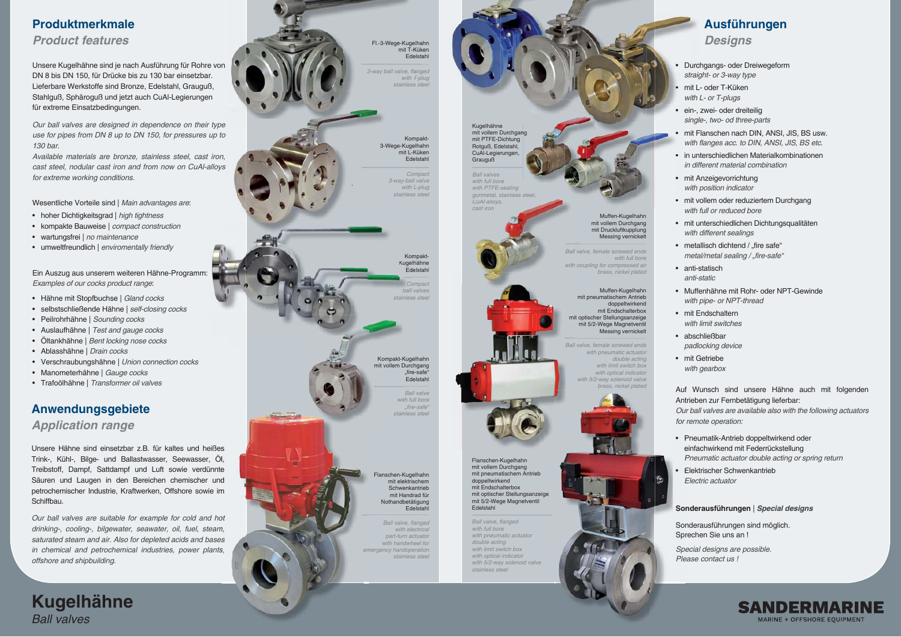## Produktmerkmale

### *Product features*

Unsere Kugelhähne sind je nach Ausführung für Rohre von DN 8 bis DN 150, für Drücke bis zu 130 bar einsetzbar. Lieferbare Werkstoffe sind Bronze, Edelstahl, Grauguß, Stahlguß, Sphäroguß und jetzt auch CuAl-Legierungen für extreme Einsatzbedingungen.

*Our ball valves are designed in dependence on their type use for pipes from DN 8 up to DN 150, for pressures up to 130 bar.*
*Available materials are bronze, stainless steel, cast iron, cast steel, nodular cast iron and from now on CuAl-alloys for extreme working conditions.*

Wesentliche Vorteile sind | *Main advantages are*:

- hoher Dichtigkeitsgrad | *high tightness*
- kompakte Bauweise | *compact construction*
- wartungsfrei | *no maintenance*
- umweltfreundlich | *enviromentally friendly*

Ein Auszug aus unserem weiteren Hähne-Programm:
*Examples of our cocks product range*:

- Hähne mit Stopfbuchse | *Gland cocks*
- selbstschließende Hähne | *self-closing cocks*
- Peilrohrhähne | *Sounding cocks*
- Auslaufhähne | *Test and gauge cocks*
- Öltankhähne | *Bent locking nose cocks*
- Ablasshähne | *Drain cocks*
- Verschraubungshähne | *Union connection cocks*
- Manometerhähne | *Gauge cocks*
- Trafoölhähne | *Transformer oil valves*

## Anwendungsgebiete

### *Application range*

Unsere Hähne sind einsetzbar z.B. für kaltes und heißes Trink-, Kühl-, Bilge- und Ballastwasser, Seewasser, Öl, Treibstoff, Dampf, Sattdampf und Luft sowie verdünnte Säuren und Laugen in den Bereichen chemischer und petrochemischer Industrie, Kraftwerken, Offshore sowie im Schiffbau.

*Our ball valves are suitable for example for cold and hot drinking-, cooling-, bilgewater, seawater, oil, fuel, steam, saturated steam and air. Also for depleted acids and bases in chemical and petrochemical industries, power plants, offshore and shipbuilding.*

Fl.-3-Wege-Kugelhahn
mit T-Küken
Edelstahl

*3-way ball valve, flanged with T-plug stainless steel*

Kompakt-3-Wege-Kugelhahn
mit L-Küken
Edelstahl

*Compact 3-way-ball valve with L-plug stainless steel*

Kompakt-Kugelhähne
Edelstahl

*Compact ball valves stainless steel*

Kompakt-Kugelhahn
mit vollem Durchgang
„fire-safe"
Edelstahl

*Ball valve with full bore „fire-safe" stainless steel*

Flanschen-Kugelhahn
mit elektrischem Schwenkantrieb
mit Handrad für Nothandbetätigung
Edelstahl

*Ball valve, flanged with electrical part-turn actuator with handwheel for emergency handoperation stainless steel*

Kugelhähne
mit vollem Durchgang
mit PTFE-Dichtung
Rotguß, Edelstahl, CuAl-Legierungen, Grauguß

*Ball valves with full bore with PTFE-sealing gunmetal, stainless steel, CuAl-alloys, cast iron*

Muffen-Kugelhahn
mit vollem Durchgang
mit Druckluftkupplung
Messing vernickelt

*Ball valve, female screwed ends with full bore with coupling for compressed air brass, nickel plated*

Muffen-Kugelhahn
mit pneumatischem Antrieb
doppeltwirkend
mit Endschalterbox
mit optischer Stellungsanzeige
mit 5/2-Wege Magnetventil
Messing vernickelt

*Ball valve, female screwed ends with pneumatic actuator double acting with limit switch box with optical indicator with 5/2-way solenoid valve brass, nickel plated*

Flanschen-Kugelhahn
mit vollem Durchgang
mit pneumatischem Antrieb doppeltwirkend
mit Endschalterbox
mit optischer Stellungsanzeige
mit 5/2-Wege Magnetventil
Edelstahl

*Ball valve, flanged with full bore with pneumatic actuator double acting with limit switch box with optical indicator with 5/2-way solenoid valve stainless steel*

## Ausführungen

### *Designs*

- Durchgangs- oder Dreiwegeform
  *straight- or 3-way type*
- mit L- oder T-Küken
  *with L- or T-plugs*
- ein-, zwei- oder dreiteilig
  *single-, two- od three-parts*
- mit Flanschen nach DIN, ANSI, JIS, BS usw.
  *with flanges acc. to DIN, ANSI, JIS, BS etc.*
- in unterschiedlichen Materialkombinationen
  *in different material combination*
- mit Anzeigevorrichtung
  *with position indicator*
- mit vollem oder reduziertem Durchgang
  *with full or reduced bore*
- mit unterschiedlichen Dichtungsqualitäten
  *with different sealings*
- metallisch dichtend / „fire safe"
  *metal/metal sealing / „fire-safe"*
- anti-statisch
  *anti-static*
- Muffenhähne mit Rohr- oder NPT-Gewinde
  *with pipe- or NPT-thread*
- mit Endschaltern
  *with limit switches*
- abschließbar
  *padlocking device*
- mit Getriebe
  *with gearbox*

Auf Wunsch sind unsere Hähne auch mit folgenden Antrieben zur Fernbetätigung lieferbar:
*Our ball valves are available also with the following actuators for remote operation:*

- Pneumatik-Antrieb doppeltwirkend oder einfachwirkend mit Federrückstellung
  *Pneumatic actuator double acting or spring return*
- Elektrischer Schwenkantrieb
  *Electric actuator*

**Sonderausführungen** | ***Special designs***

Sonderausführungen sind möglich.
Sprechen Sie uns an !

*Special designs are possible.*
*Please contact us !*

# Kugelhähne

*Ball valves*

**SANDERMARINE**
MARINE + OFFSHORE EQUIPMENT